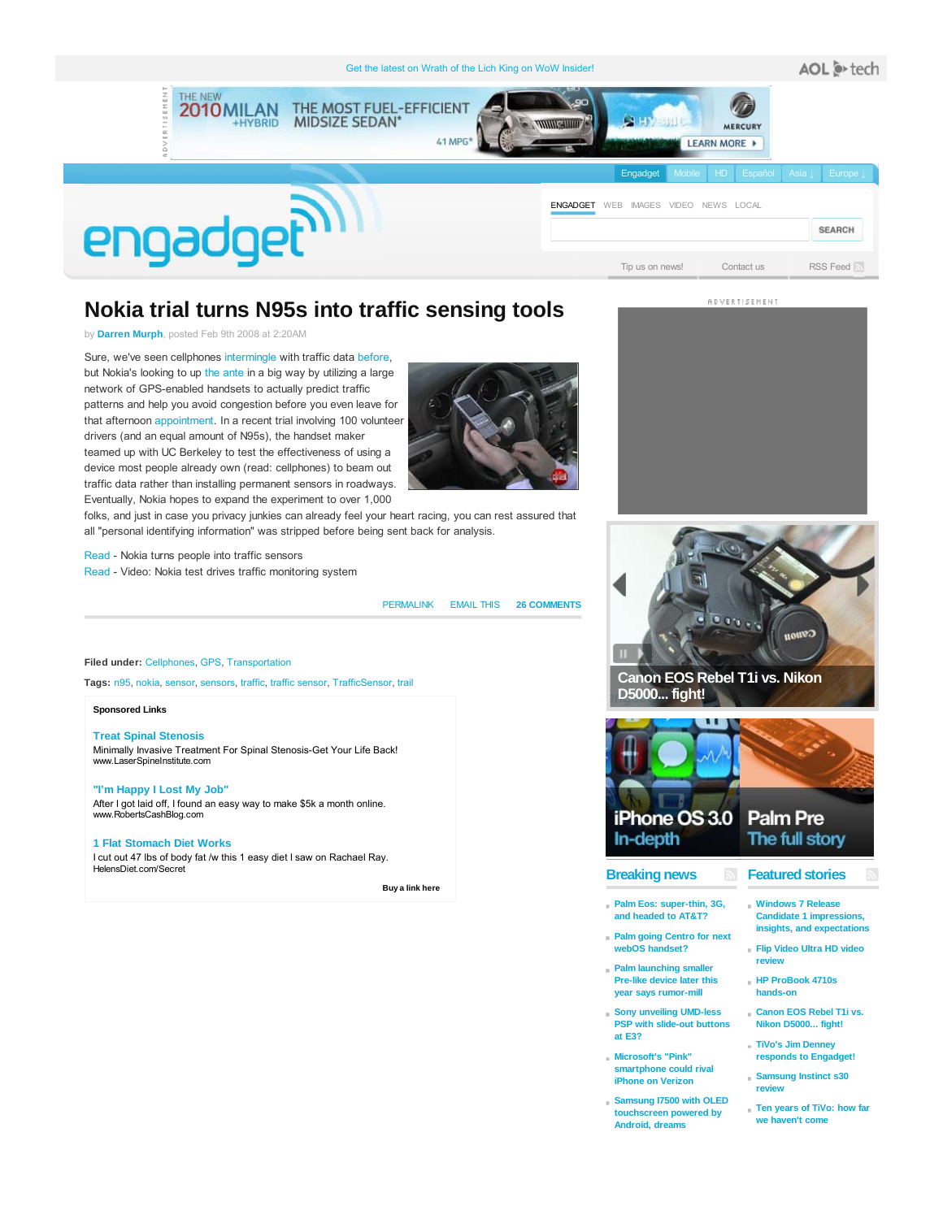Get the latest on Wrath of the Lich King on WoW Insider!

AOL tech

Engadget | Mobile | HD | Español | Asia | Europe

ENGADGET WEB IMAGES VIDEO NEWS LOCAL

SEARCH

Tip us on news! Contact us RSS Feed

# Nokia trial turns N95s into traffic sensing tools

by **Darren Murph**, posted Feb 9th 2008 at 2:20AM

Sure, we've seen cellphones intermingle with traffic data before, but Nokia's looking to up the ante in a big way by utilizing a large network of GPS-enabled handsets to actually predict traffic patterns and help you avoid congestion before you even leave for that afternoon appointment. In a recent trial involving 100 volunteer drivers (and an equal amount of N95s), the handset maker teamed up with UC Berkeley to test the effectiveness of using a device most people already own (read: cellphones) to beam out traffic data rather than installing permanent sensors in roadways. Eventually, Nokia hopes to expand the experiment to over 1,000 folks, and just in case you privacy junkies can already feel your heart racing, you can rest assured that all "personal identifying information" was stripped before being sent back for analysis.

Read - Nokia turns people into traffic sensors
Read - Video: Nokia test drives traffic monitoring system

PERMALINK EMAIL THIS 26 COMMENTS

**Filed under:** Cellphones, GPS, Transportation

**Tags:** n95, nokia, sensor, sensors, traffic, traffic sensor, TrafficSensor, trail

**Sponsored Links**

**Treat Spinal Stenosis**
Minimally Invasive Treatment For Spinal Stenosis-Get Your Life Back!
www.LaserSpineInstitute.com

**"I'm Happy I Lost My Job"**
After I got laid off, I found an easy way to make $5k a month online.
www.RobertsCashBlog.com

**1 Flat Stomach Diet Works**
I cut out 47 lbs of body fat /w this 1 easy diet I saw on Rachael Ray.
HelensDiet.com/Secret

Buy a link here

Canon EOS Rebel T1i vs. Nikon D5000... fight!

iPhone OS 3.0 In-depth

Palm Pre The full story

## Breaking news

- Palm Eos: super-thin, 3G, and headed to AT&T?
- Palm going Centro for next webOS handset?
- Palm launching smaller Pre-like device later this year says rumor-mill
- Sony unveiling UMD-less PSP with slide-out buttons at E3?
- Microsoft's "Pink" smartphone could rival iPhone on Verizon
- Samsung I7500 with OLED touchscreen powered by Android, dreams

## Featured stories

- Windows 7 Release Candidate 1 impressions, insights, and expectations
- Flip Video Ultra HD video review
- HP ProBook 4710s hands-on
- Canon EOS Rebel T1i vs. Nikon D5000... fight!
- TiVo's Jim Denney responds to Engadget!
- Samsung Instinct s30 review
- Ten years of TiVo: how far we haven't come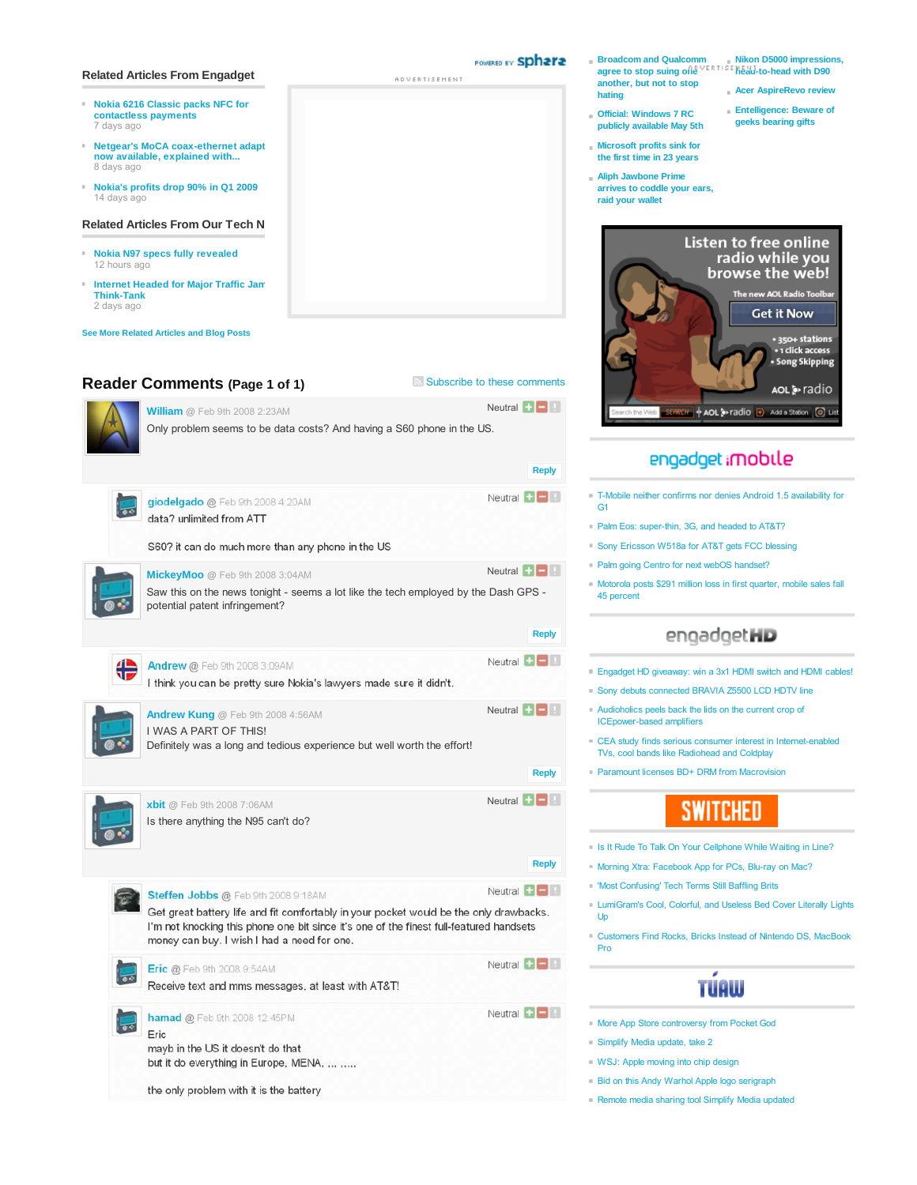## Related Articles From Engadget

- Nokia 6216 Classic packs NFC for contactless payments
  7 days ago
- Netgear's MoCA coax-ethernet adapt now available, explained with...
  8 days ago
- Nokia's profits drop 90% in Q1 2009
  14 days ago

## Related Articles From Our Tech N

- Nokia N97 specs fully revealed
  12 hours ago
- Internet Headed for Major Traffic Jam Think-Tank
  2 days ago

See More Related Articles and Blog Posts

POWERED BY sphere

ADVERTISEMENT

## Reader Comments (Page 1 of 1)

Subscribe to these comments

**William** @ Feb 9th 2008 2:23AM — Neutral

Only problem seems to be data costs? And having a S60 phone in the US.

Reply

**giodelgado** @ Feb 9th 2008 4:20AM — Neutral

data? unlimited from ATT

S60? it can do much more than any phone in the US

**MickeyMoo** @ Feb 9th 2008 3:04AM — Neutral

Saw this on the news tonight - seems a lot like the tech employed by the Dash GPS - potential patent infringement?

Reply

**Andrew** @ Feb 9th 2008 3:09AM — Neutral

I think you can be pretty sure Nokia's lawyers made sure it didn't.

**Andrew Kung** @ Feb 9th 2008 4:56AM — Neutral

I WAS A PART OF THIS!
Definitely was a long and tedious experience but well worth the effort!

Reply

**xbit** @ Feb 9th 2008 7:06AM — Neutral

Is there anything the N95 can't do?

Reply

**Steffen Jobbs** @ Feb 9th 2008 9:18AM — Neutral

Get great battery life and fit comfortably in your pocket would be the only drawbacks. I'm not knocking this phone one bit since it's one of the finest full-featured handsets money can buy. I wish I had a need for one.

**Eric** @ Feb 9th 2008 9:54AM — Neutral

Receive text and mms messages, at least with AT&T!

**hamad** @ Feb 9th 2008 12:45PM — Neutral

Eric
mayb in the US it doesn't do that
but it do everything in Europe, MENA, ... .....

the only problem with it is the battery

---

- Broadcom and Qualcomm agree to stop suing one another, but not to stop hating
- Official: Windows 7 RC publicly available May 5th
- Microsoft profits sink for the first time in 23 years
- Aliph Jawbone Prime arrives to coddle your ears, raid your wallet
- Nikon D5000 impressions, head-to-head with D90
- Acer AspireRevo review
- Entelligence: Beware of geeks bearing gifts

ADVERTISEMENT

Listen to free online radio while you browse the web!
The new AOL Radio Toolbar
Get it Now
• 350+ stations
• 1 click access
• Song Skipping
AOL radio

## engadget mobile

- T-Mobile neither confirms nor denies Android 1.5 availability for G1
- Palm Eos: super-thin, 3G, and headed to AT&T?
- Sony Ericsson W518a for AT&T gets FCC blessing
- Palm going Centro for next webOS handset?
- Motorola posts $291 million loss in first quarter, mobile sales fall 45 percent

## engadget HD

- Engadget HD giveaway: win a 3x1 HDMI switch and HDMI cables!
- Sony debuts connected BRAVIA Z5500 LCD HDTV line
- Audioholics peels back the lids on the current crop of ICEpower-based amplifiers
- CEA study finds serious consumer interest in Internet-enabled TVs, cool bands like Radiohead and Coldplay
- Paramount licenses BD+ DRM from Macrovision

## SWITCHED

- Is It Rude To Talk On Your Cellphone While Waiting in Line?
- Morning Xtra: Facebook App for PCs, Blu-ray on Mac?
- 'Most Confusing' Tech Terms Still Baffling Brits
- LumiGram's Cool, Colorful, and Useless Bed Cover Literally Lights Up
- Customers Find Rocks, Bricks Instead of Nintendo DS, MacBook Pro

## TUAW

- More App Store controversy from Pocket God
- Simplify Media update, take 2
- WSJ: Apple moving into chip design
- Bid on this Andy Warhol Apple logo serigraph
- Remote media sharing tool Simplify Media updated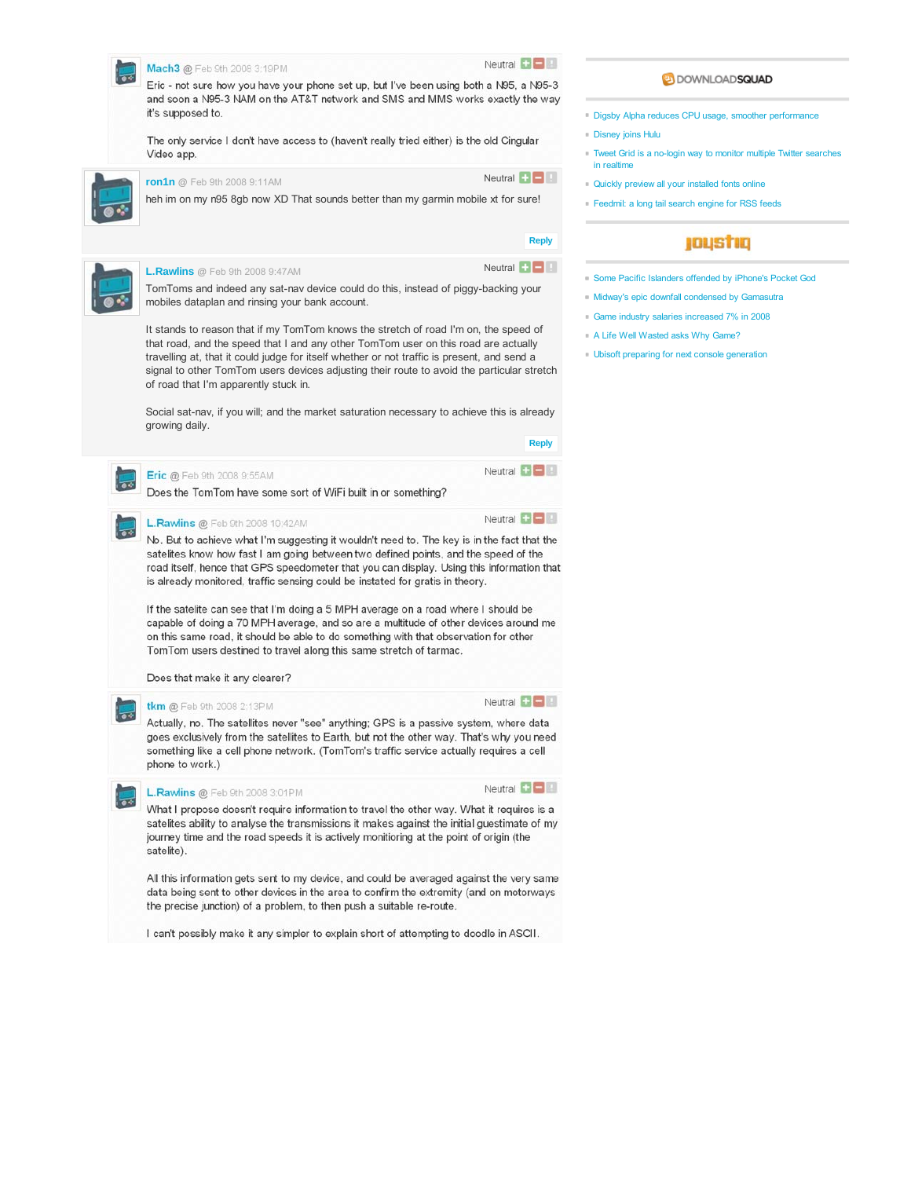**Mach3** @ Feb 9th 2008 3:19PM

Neutral

Eric - not sure how you have your phone set up, but I've been using both a N95, a N95-3 and soon a N95-3 NAM on the AT&T network and SMS and MMS works exactly the way it's supposed to.

The only service I don't have access to (haven't really tried either) is the old Cingular Video app.

**ron1n** @ Feb 9th 2008 9:11AM

Neutral

heh im on my n95 8gb now XD That sounds better than my garmin mobile xt for sure!

Reply

**L.Rawlins** @ Feb 9th 2008 9:47AM

Neutral

TomToms and indeed any sat-nav device could do this, instead of piggy-backing your mobiles dataplan and rinsing your bank account.

It stands to reason that if my TomTom knows the stretch of road I'm on, the speed of that road, and the speed that I and any other TomTom user on this road are actually travelling at, that it could judge for itself whether or not traffic is present, and send a signal to other TomTom users devices adjusting their route to avoid the particular stretch of road that I'm apparently stuck in.

Social sat-nav, if you will; and the market saturation necessary to achieve this is already growing daily.

Reply

**Eric** @ Feb 9th 2008 9:55AM

Neutral

Does the TomTom have some sort of WiFi built in or something?

**L.Rawlins** @ Feb 9th 2008 10:42AM

Neutral

No. But to achieve what I'm suggesting it wouldn't need to. The key is in the fact that the satelites know how fast I am going between two defined points, and the speed of the road itself, hence that GPS speedometer that you can display. Using this information that is already monitored, traffic sensing could be instated for gratis in theory.

If the satelite can see that I'm doing a 5 MPH average on a road where I should be capable of doing a 70 MPH average, and so are a multitude of other devices around me on this same road, it should be able to do something with that observation for other TomTom users destined to travel along this same stretch of tarmac.

Does that make it any clearer?

**tkm** @ Feb 9th 2008 2:13PM

Neutral

Actually, no. The satellites never "see" anything; GPS is a passive system, where data goes exclusively from the satellites to Earth, but not the other way. That's why you need something like a cell phone network. (TomTom's traffic service actually requires a cell phone to work.)

**L.Rawlins** @ Feb 9th 2008 3:01PM

Neutral

What I propose doesn't require information to travel the other way. What it requires is a satelites ability to analyse the transmissions it makes against the initial guestimate of my journey time and the road speeds it is actively monitoring at the point of origin (the satelite).

All this information gets sent to my device, and could be averaged against the very same data being sent to other devices in the area to confirm the extremity (and on motorways the precise junction) of a problem, to then push a suitable re-route.

I can't possibly make it any simpler to explain short of attempting to doodle in ASCII.

**DOWNLOADSQUAD**

- Digsby Alpha reduces CPU usage, smoother performance
- Disney joins Hulu
- Tweet Grid is a no-login way to monitor multiple Twitter searches in realtime
- Quickly preview all your installed fonts online
- Feedmil: a long tail search engine for RSS feeds

**joystiq**

- Some Pacific Islanders offended by iPhone's Pocket God
- Midway's epic downfall condensed by Gamasutra
- Game industry salaries increased 7% in 2008
- A Life Well Wasted asks Why Game?
- Ubisoft preparing for next console generation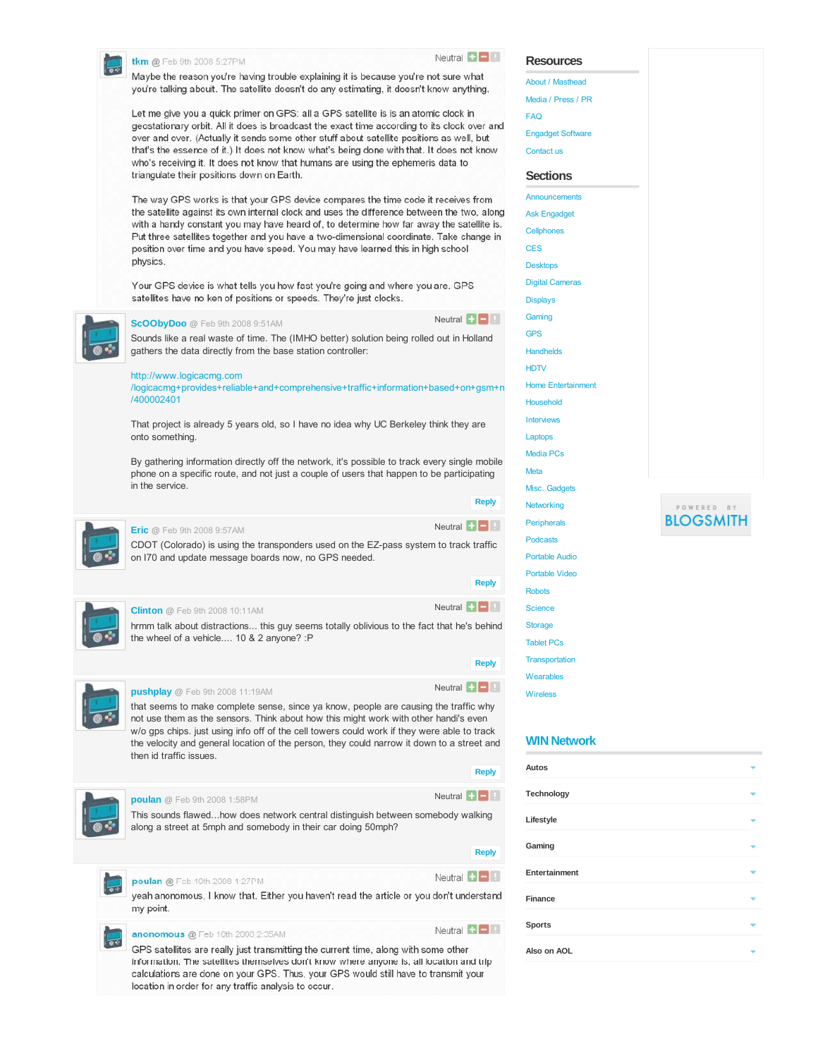**tkm** @ Feb 9th 2008 5:27PM

Neutral

Maybe the reason you're having trouble explaining it is because you're not sure what you're talking about. The satellite doesn't do any estimating, it doesn't know anything.

Let me give you a quick primer on GPS: all a GPS satellite is is an atomic clock in geostationary orbit. All it does is broadcast the exact time according to its clock over and over and over. (Actually it sends some other stuff about satellite positions as well, but that's the essence of it.) It does not know what's being done with that. It does not know who's receiving it. It does not know that humans are using the ephemeris data to triangulate their positions down on Earth.

The way GPS works is that your GPS device compares the time code it receives from the satellite against its own internal clock and uses the difference between the two, along with a handy constant you may have heard of, to determine how far away the satellite is. Put three satellites together and you have a two-dimensional coordinate. Take change in position over time and you have speed. You may have learned this in high school physics.

Your GPS device is what tells you how fast you're going and where you are. GPS satellites have no ken of positions or speeds. They're just clocks.

**ScOObyDoo** @ Feb 9th 2008 9:51AM

Neutral

Sounds like a real waste of time. The (IMHO better) solution being rolled out in Holland gathers the data directly from the base station controller:

http://www.logicacmg.com/logicacmg+provides+reliable+and+comprehensive+traffic+information+based+on+gsm+n/400002401

That project is already 5 years old, so I have no idea why UC Berkeley think they are onto something.

By gathering information directly off the network, it's possible to track every single mobile phone on a specific route, and not just a couple of users that happen to be participating in the service.

Reply

**Eric** @ Feb 9th 2008 9:57AM

Neutral

CDOT (Colorado) is using the transponders used on the EZ-pass system to track traffic on I70 and update message boards now, no GPS needed.

Reply

**Clinton** @ Feb 9th 2008 10:11AM

Neutral

hrmm talk about distractions... this guy seems totally oblivious to the fact that he's behind the wheel of a vehicle.... 10 & 2 anyone? :P

Reply

**pushplay** @ Feb 9th 2008 11:19AM

Neutral

that seems to make complete sense, since ya know, people are causing the traffic why not use them as the sensors. Think about how this might work with other handi's even w/o gps chips. just using info off of the cell towers could work if they were able to track the velocity and general location of the person, they could narrow it down to a street and then id traffic issues.

Reply

**poulan** @ Feb 9th 2008 1:58PM

Neutral

This sounds flawed...how does network central distinguish between somebody walking along a street at 5mph and somebody in their car doing 50mph?

Reply

**poulan** @ Feb 10th 2008 1:27PM

Neutral

yeah anonomous, I know that. Either you haven't read the article or you don't understand my point.

**anonomous** @ Feb 10th 2008 2:35AM

Neutral

GPS satellites are really just transmitting the current time, along with some other information. The satellites themselves don't know where anyone is, all location and trip calculations are done on your GPS. Thus, your GPS would still have to transmit your location in order for any traffic analysis to occur.

## Resources

- About / Masthead
- Media / Press / PR
- FAQ
- Engadget Software
- Contact us

## Sections

- Announcements
- Ask Engadget
- Cellphones
- CES
- Desktops
- Digital Cameras
- Displays
- Gaming
- GPS
- Handhelds
- HDTV
- Home Entertainment
- Household
- Interviews
- Laptops
- Media PCs
- Meta
- Misc. Gadgets
- Networking
- Peripherals
- Podcasts
- Portable Audio
- Portable Video
- Robots
- Science
- Storage
- Tablet PCs
- Transportation
- Wearables
- Wireless

POWERED BY BLOGSMITH

## WIN Network

- Autos
- Technology
- Lifestyle
- Gaming
- Entertainment
- Finance
- Sports
- Also on AOL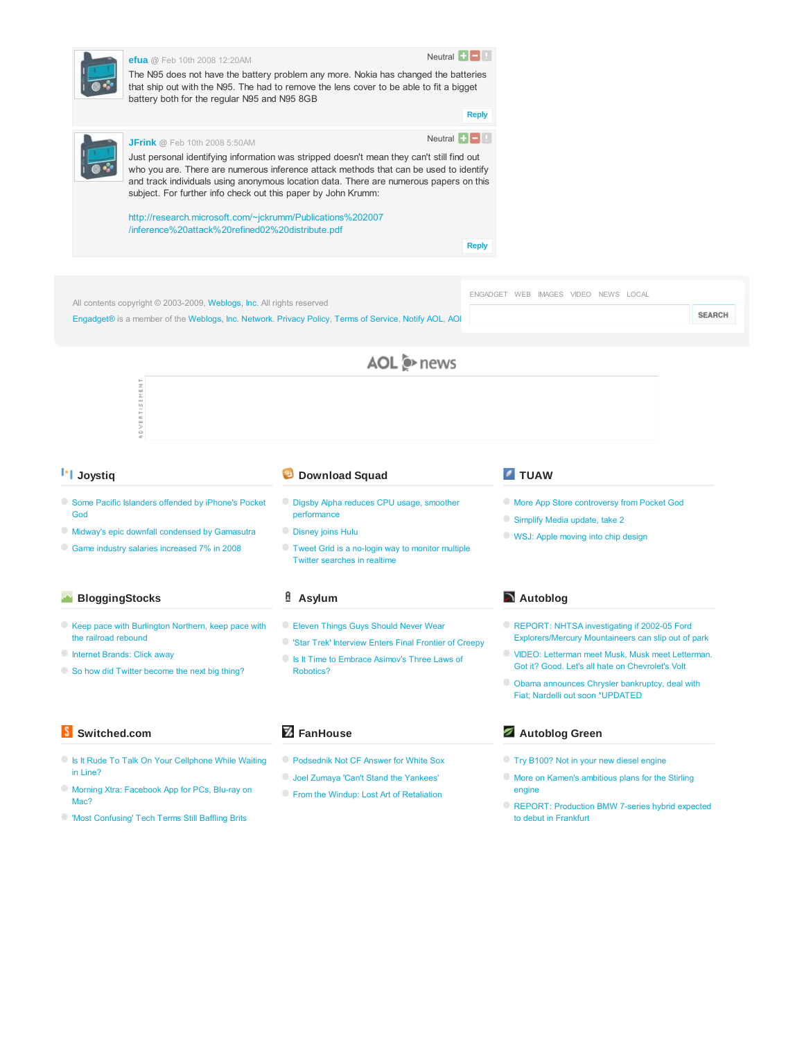**efua** @ Feb 10th 2008 12:20AM

Neutral

The N95 does not have the battery problem any more. Nokia has changed the batteries that ship out with the N95. The had to remove the lens cover to be able to fit a bigget battery both for the regular N95 and N95 8GB

Reply

**JFrink** @ Feb 10th 2008 5:50AM

Neutral

Just personal identifying information was stripped doesn't mean they can't still find out who you are. There are numerous inference attack methods that can be used to identify and track individuals using anonymous location data. There are numerous papers on this subject. For further info check out this paper by John Krumm:

http://research.microsoft.com/~jckrumm/Publications%202007/inference%20attack%20refined02%20distribute.pdf

Reply

All contents copyright © 2003-2009, Weblogs, Inc. All rights reserved
Engadget® is a member of the Weblogs, Inc. Network. Privacy Policy, Terms of Service, Notify AOL, AOL

ENGADGET WEB IMAGES VIDEO NEWS LOCAL

SEARCH

AOL news

ADVERTISEMENT

## Joystiq

- Some Pacific Islanders offended by iPhone's Pocket God
- Midway's epic downfall condensed by Gamasutra
- Game industry salaries increased 7% in 2008

## Download Squad

- Digsby Alpha reduces CPU usage, smoother performance
- Disney joins Hulu
- Tweet Grid is a no-login way to monitor multiple Twitter searches in realtime

## TUAW

- More App Store controversy from Pocket God
- Simplify Media update, take 2
- WSJ: Apple moving into chip design

## BloggingStocks

- Keep pace with Burlington Northern, keep pace with the railroad rebound
- Internet Brands: Click away
- So how did Twitter become the next big thing?

## Asylum

- Eleven Things Guys Should Never Wear
- 'Star Trek' Interview Enters Final Frontier of Creepy
- Is It Time to Embrace Asimov's Three Laws of Robotics?

## Autoblog

- REPORT: NHTSA investigating if 2002-05 Ford Explorers/Mercury Mountaineers can slip out of park
- VIDEO: Letterman meet Musk, Musk meet Letterman. Got it? Good. Let's all hate on Chevrolet's Volt
- Obama announces Chrysler bankruptcy, deal with Fiat; Nardelli out soon *UPDATED

## Switched.com

- Is It Rude To Talk On Your Cellphone While Waiting in Line?
- Morning Xtra: Facebook App for PCs, Blu-ray on Mac?
- 'Most Confusing' Tech Terms Still Baffling Brits

## FanHouse

- Podsednik Not CF Answer for White Sox
- Joel Zumaya 'Can't Stand the Yankees'
- From the Windup: Lost Art of Retaliation

## Autoblog Green

- Try B100? Not in your new diesel engine
- More on Kamen's ambitious plans for the Stirling engine
- REPORT: Production BMW 7-series hybrid expected to debut in Frankfurt